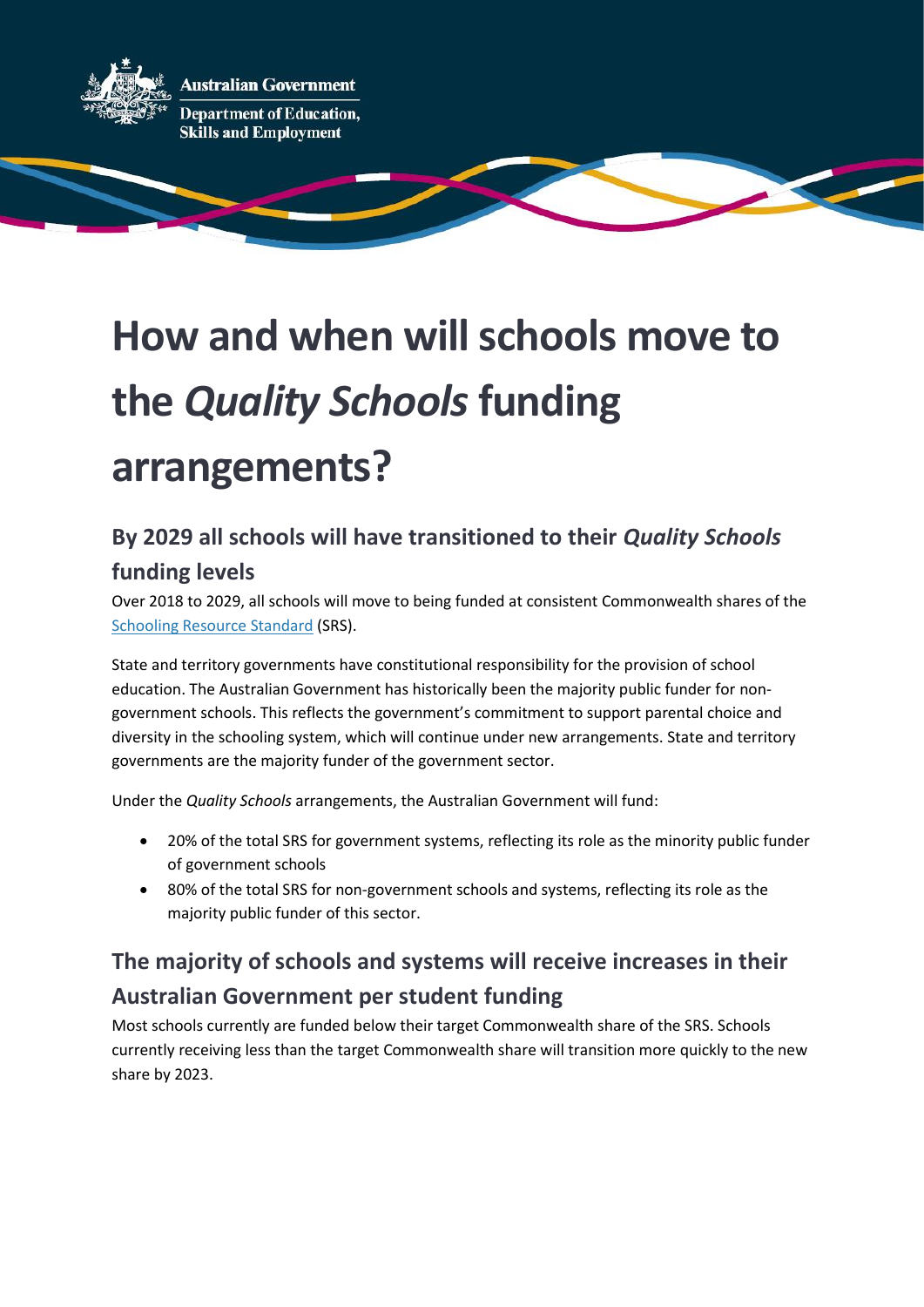Australian Government

Department of Education, Skills and Employment

# How and when will schools move to the *Quality Schools* funding arrangements?

## By 2029 all schools will have transitioned to their *Quality Schools* funding levels

Over 2018 to 2029, all schools will move to being funded at consistent Commonwealth shares of the Schooling Resource Standard (SRS).

State and territory governments have constitutional responsibility for the provision of school education. The Australian Government has historically been the majority public funder for non-government schools. This reflects the government's commitment to support parental choice and diversity in the schooling system, which will continue under new arrangements. State and territory governments are the majority funder of the government sector.

Under the *Quality Schools* arrangements, the Australian Government will fund:

- 20% of the total SRS for government systems, reflecting its role as the minority public funder of government schools
- 80% of the total SRS for non-government schools and systems, reflecting its role as the majority public funder of this sector.

## The majority of schools and systems will receive increases in their Australian Government per student funding

Most schools currently are funded below their target Commonwealth share of the SRS. Schools currently receiving less than the target Commonwealth share will transition more quickly to the new share by 2023.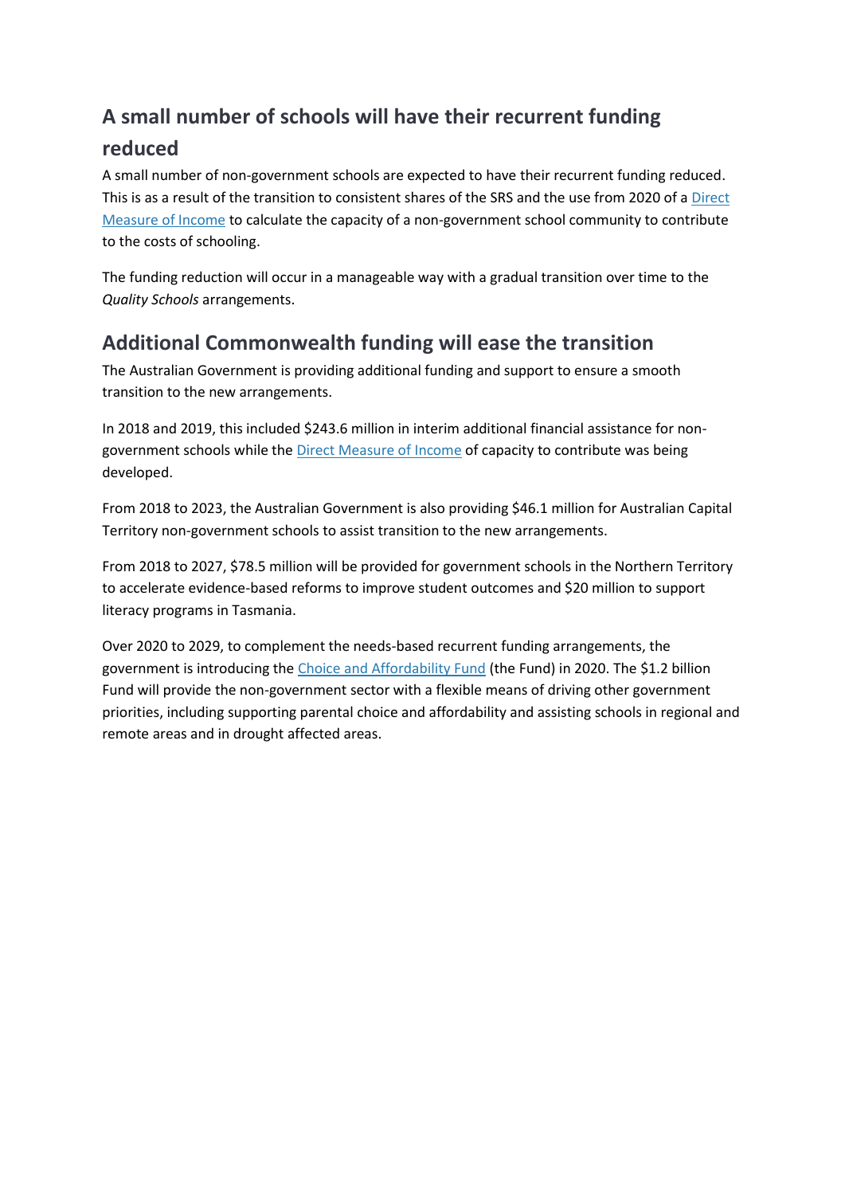## A small number of schools will have their recurrent funding reduced

A small number of non-government schools are expected to have their recurrent funding reduced. This is as a result of the transition to consistent shares of the SRS and the use from 2020 of a [Direct Measure of Income] to calculate the capacity of a non-government school community to contribute to the costs of schooling.

The funding reduction will occur in a manageable way with a gradual transition over time to the *Quality Schools* arrangements.

## Additional Commonwealth funding will ease the transition

The Australian Government is providing additional funding and support to ensure a smooth transition to the new arrangements.

In 2018 and 2019, this included $243.6 million in interim additional financial assistance for non-government schools while the [Direct Measure of Income] of capacity to contribute was being developed.

From 2018 to 2023, the Australian Government is also providing $46.1 million for Australian Capital Territory non-government schools to assist transition to the new arrangements.

From 2018 to 2027, $78.5 million will be provided for government schools in the Northern Territory to accelerate evidence-based reforms to improve student outcomes and $20 million to support literacy programs in Tasmania.

Over 2020 to 2029, to complement the needs-based recurrent funding arrangements, the government is introducing the [Choice and Affordability Fund] (the Fund) in 2020. The $1.2 billion Fund will provide the non-government sector with a flexible means of driving other government priorities, including supporting parental choice and affordability and assisting schools in regional and remote areas and in drought affected areas.